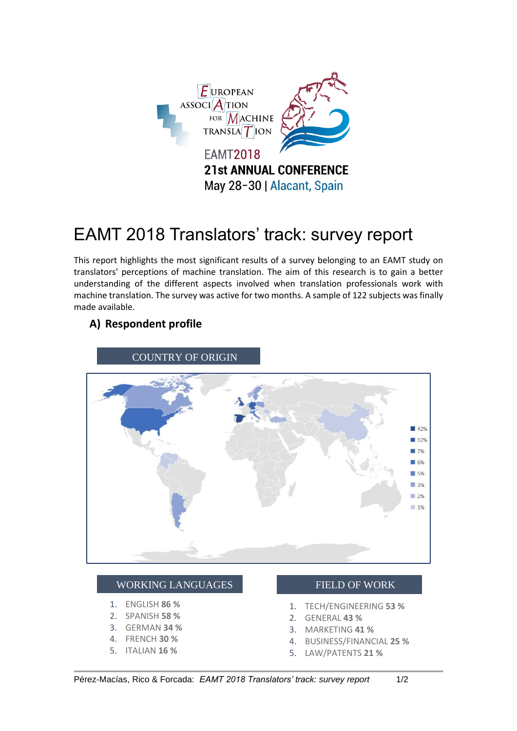EUROPEAN ASSOCIATION FOR MACHINE TRANSLATION

EAMT2018

**21st ANNUAL CONFERENCE**

May 28-30 | Alacant, Spain

# EAMT 2018 Translators' track: survey report

This report highlights the most significant results of a survey belonging to an EAMT study on translators' perceptions of machine translation. The aim of this research is to gain a better understanding of the different aspects involved when translation professionals work with machine translation. The survey was active for two months. A sample of 122 subjects was finally made available.

## A) Respondent profile

### COUNTRY OF ORIGIN

42%
12%
7%
6%
5%
3%
2%
1%

### WORKING LANGUAGES

1. ENGLISH **86 %**
2. SPANISH **58 %**
3. GERMAN **34 %**
4. FRENCH **30 %**
5. ITALIAN **16 %**

### FIELD OF WORK

1. TECH/ENGINEERING **53 %**
2. GENERAL **43 %**
3. MARKETING **41 %**
4. BUSINESS/FINANCIAL **25 %**
5. LAW/PATENTS **21 %**

Pérez-Macías, Rico & Forcada: *EAMT 2018 Translators' track: survey report*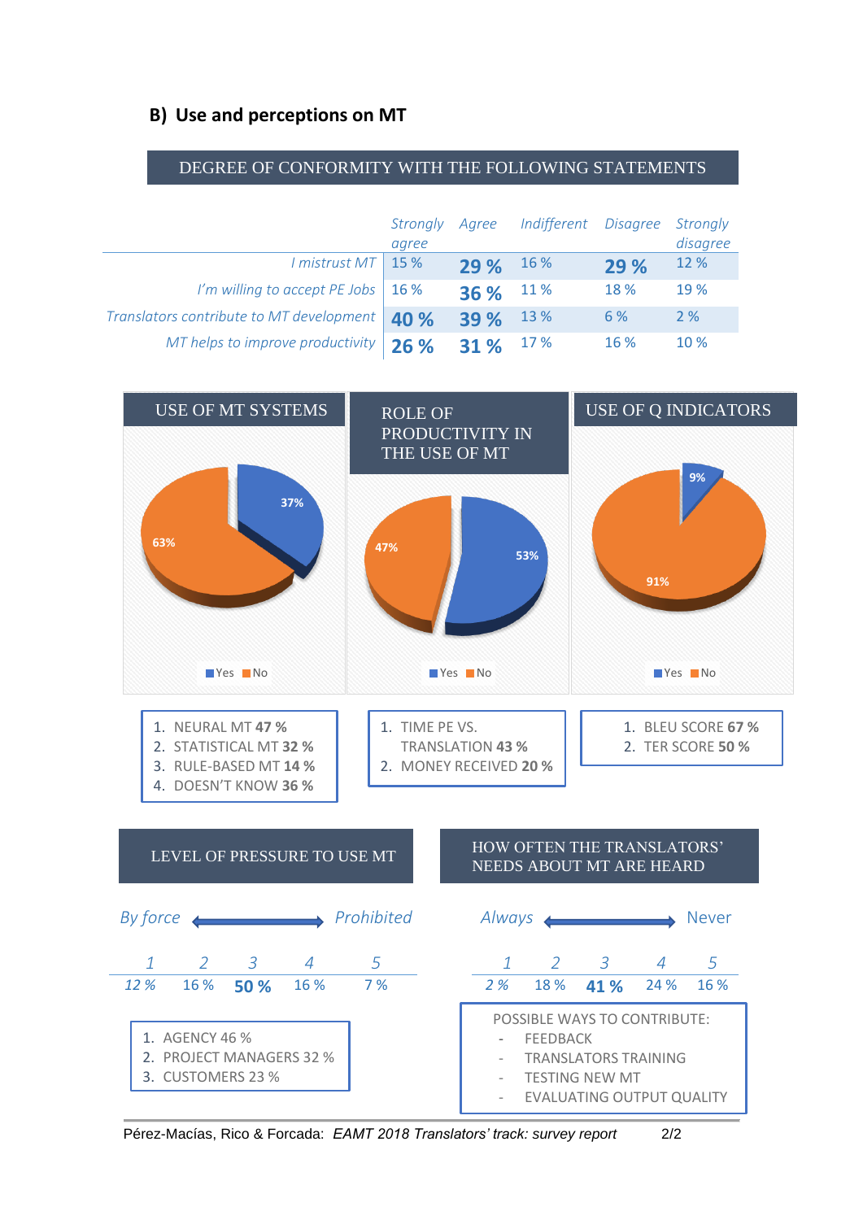## B) Use and perceptions on MT

DEGREE OF CONFORMITY WITH THE FOLLOWING STATEMENTS

| | *Strongly agree* | *Agree* | *Indifferent* | *Disagree* | *Strongly disagree* |
|---|---|---|---|---|---|
| *I mistrust MT* | 15 % | **29 %** | 16 % | **29 %** | 12 % |
| *I'm willing to accept PE Jobs* | 16 % | **36 %** | 11 % | 18 % | 19 % |
| *Translators contribute to MT development* | **40 %** | **39 %** | 13 % | 6 % | 2 % |
| *MT helps to improve productivity* | **26 %** | **31 %** | 17 % | 16 % | 10 % |

USE OF MT SYSTEMS

37%
63%
Yes No

1. NEURAL MT **47 %**
2. STATISTICAL MT **32 %**
3. RULE-BASED MT **14 %**
4. DOESN'T KNOW **36 %**

ROLE OF PRODUCTIVITY IN THE USE OF MT

47%
53%
Yes No

1. TIME PE VS. TRANSLATION **43 %**
2. MONEY RECEIVED **20 %**

USE OF Q INDICATORS

9%
91%
Yes No

1. BLEU SCORE **67 %**
2. TER SCORE **50 %**

LEVEL OF PRESSURE TO USE MT

| *By force* | | | | *Prohibited* |
|---|---|---|---|---|
| *1* | *2* | *3* | *4* | *5* |
| *12 %* | 16 % | **50 %** | 16 % | 7 % |

1. AGENCY 46 %
2. PROJECT MANAGERS 32 %
3. CUSTOMERS 23 %

HOW OFTEN THE TRANSLATORS' NEEDS ABOUT MT ARE HEARD

| *Always* | | | | Never |
|---|---|---|---|---|
| *1* | *2* | *3* | *4* | *5* |
| *2 %* | 18 % | **41 %** | 24 % | 16 % |

POSSIBLE WAYS TO CONTRIBUTE:

- FEEDBACK
- TRANSLATORS TRAINING
- TESTING NEW MT
- EVALUATING OUTPUT QUALITY